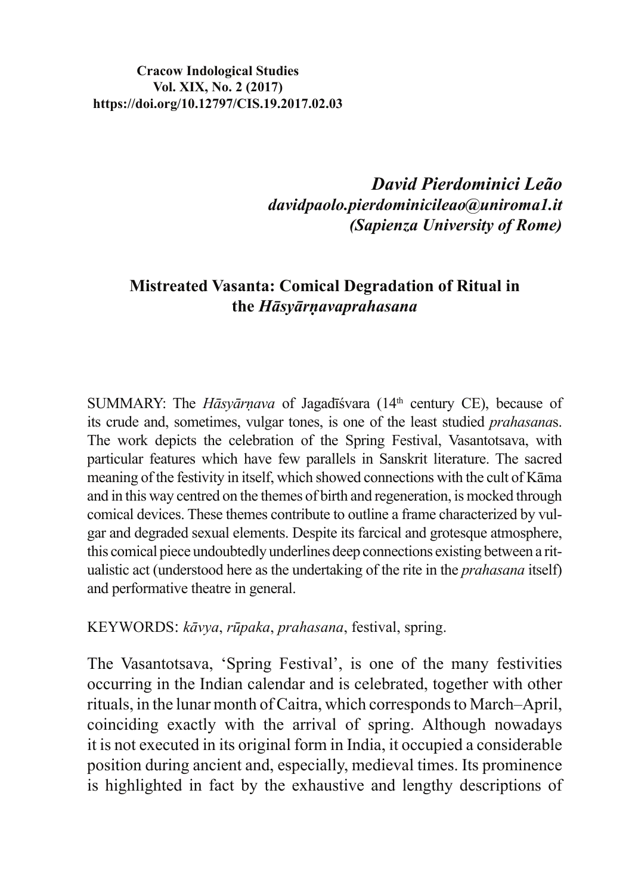**Cracow Indological Studies**
**Vol. XIX, No. 2 (2017)**
**https://doi.org/10.12797/CIS.19.2017.02.03**

***David Pierdominici Leão***
***davidpaolo.pierdominicileao@uniroma1.it***
***(Sapienza University of Rome)***

# Mistreated Vasanta: Comical Degradation of Ritual in the *Hāsyārṇavaprahasana*

SUMMARY: The *Hāsyārṇava* of Jagadīśvara (14th century CE), because of its crude and, sometimes, vulgar tones, is one of the least studied *prahasana*s. The work depicts the celebration of the Spring Festival, Vasantotsava, with particular features which have few parallels in Sanskrit literature. The sacred meaning of the festivity in itself, which showed connections with the cult of Kāma and in this way centred on the themes of birth and regeneration, is mocked through comical devices. These themes contribute to outline a frame characterized by vulgar and degraded sexual elements. Despite its farcical and grotesque atmosphere, this comical piece undoubtedly underlines deep connections existing between a ritualistic act (understood here as the undertaking of the rite in the *prahasana* itself) and performative theatre in general.

KEYWORDS: *kāvya*, *rūpaka*, *prahasana*, festival, spring.

The Vasantotsava, 'Spring Festival', is one of the many festivities occurring in the Indian calendar and is celebrated, together with other rituals, in the lunar month of Caitra, which corresponds to March–April, coinciding exactly with the arrival of spring. Although nowadays it is not executed in its original form in India, it occupied a considerable position during ancient and, especially, medieval times. Its prominence is highlighted in fact by the exhaustive and lengthy descriptions of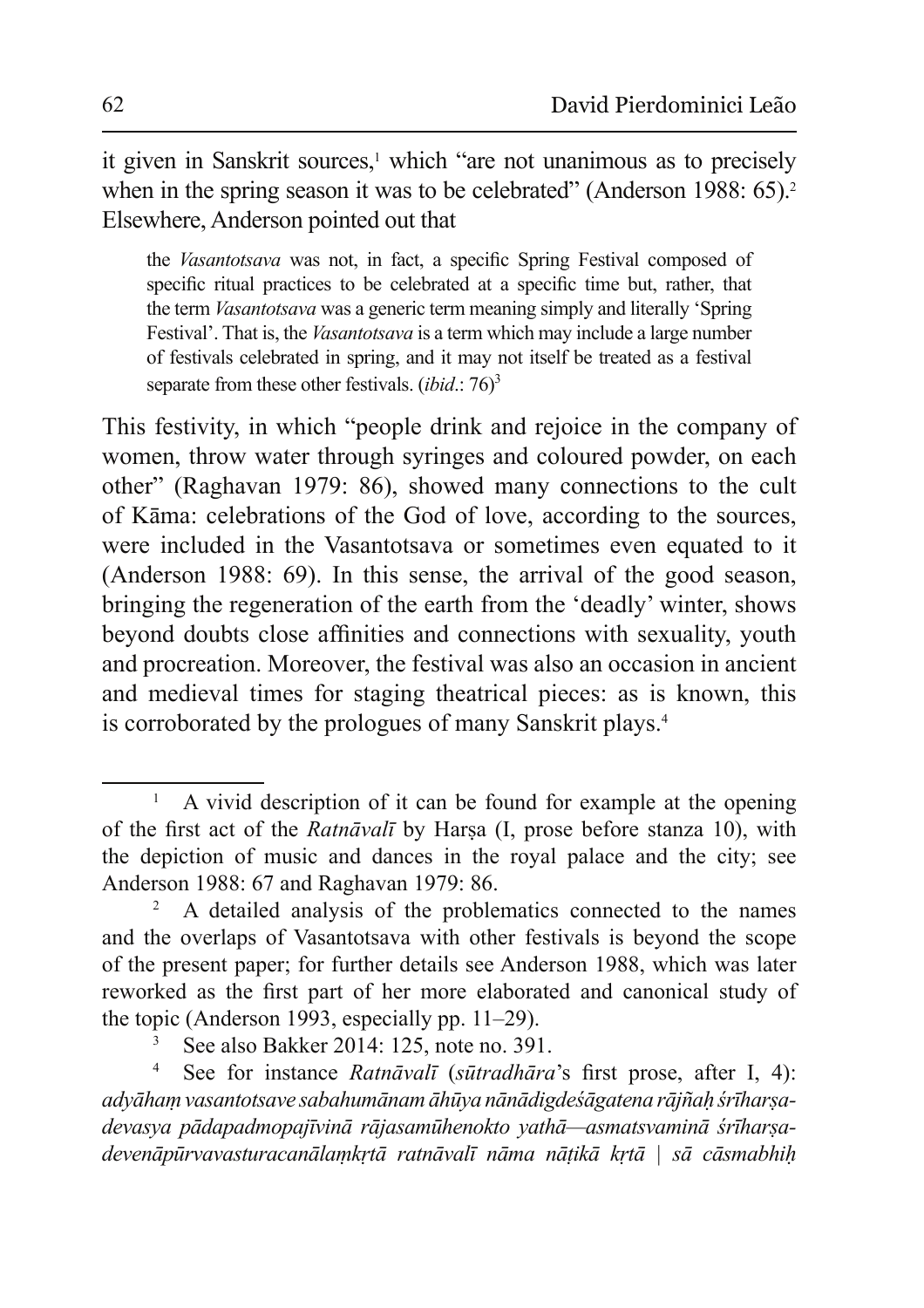it given in Sanskrit sources,[1] which "are not unanimous as to precisely when in the spring season it was to be celebrated" (Anderson 1988: 65).[2] Elsewhere, Anderson pointed out that

> the *Vasantotsava* was not, in fact, a specific Spring Festival composed of specific ritual practices to be celebrated at a specific time but, rather, that the term *Vasantotsava* was a generic term meaning simply and literally 'Spring Festival'. That is, the *Vasantotsava* is a term which may include a large number of festivals celebrated in spring, and it may not itself be treated as a festival separate from these other festivals. (*ibid*.: 76)[3]

This festivity, in which "people drink and rejoice in the company of women, throw water through syringes and coloured powder, on each other" (Raghavan 1979: 86), showed many connections to the cult of Kāma: celebrations of the God of love, according to the sources, were included in the Vasantotsava or sometimes even equated to it (Anderson 1988: 69). In this sense, the arrival of the good season, bringing the regeneration of the earth from the 'deadly' winter, shows beyond doubts close affinities and connections with sexuality, youth and procreation. Moreover, the festival was also an occasion in ancient and medieval times for staging theatrical pieces: as is known, this is corroborated by the prologues of many Sanskrit plays.[4]

---

[1] A vivid description of it can be found for example at the opening of the first act of the *Ratnāvalī* by Harṣa (I, prose before stanza 10), with the depiction of music and dances in the royal palace and the city; see Anderson 1988: 67 and Raghavan 1979: 86.

[2] A detailed analysis of the problematics connected to the names and the overlaps of Vasantotsava with other festivals is beyond the scope of the present paper; for further details see Anderson 1988, which was later reworked as the first part of her more elaborated and canonical study of the topic (Anderson 1993, especially pp. 11–29).

[3] See also Bakker 2014: 125, note no. 391.

[4] See for instance *Ratnāvalī* (*sūtradhāra*'s first prose, after I, 4): *adyāhaṃ vasantotsave sabahumānam āhūya nānādigdeśāgatena rājñaḥ śrīharṣadevasya pādapadmopajīvinā rājasamūhenokto yathā—asmatsvaminā śrīharṣadevenāpūrvavasturacanālaṃkṛtā ratnāvalī nāma nāṭikā kṛtā | sā cāsmabhiḥ*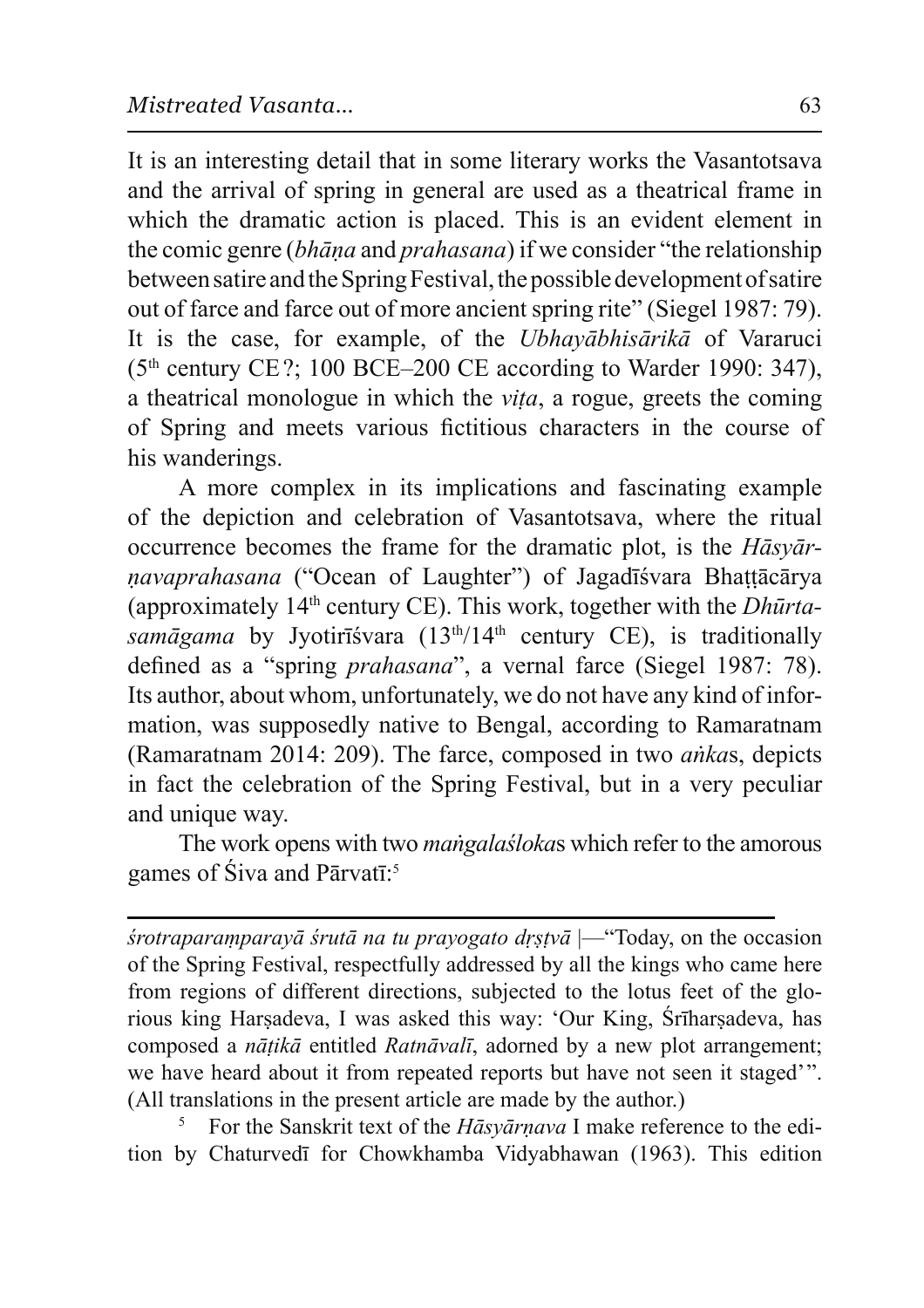It is an interesting detail that in some literary works the Vasantotsava and the arrival of spring in general are used as a theatrical frame in which the dramatic action is placed. This is an evident element in the comic genre (*bhāṇa* and *prahasana*) if we consider "the relationship between satire and the Spring Festival, the possible development of satire out of farce and farce out of more ancient spring rite" (Siegel 1987: 79). It is the case, for example, of the *Ubhayābhisārikā* of Vararuci (5th century CE ?; 100 BCE–200 CE according to Warder 1990: 347), a theatrical monologue in which the *viṭa*, a rogue, greets the coming of Spring and meets various fictitious characters in the course of his wanderings.

A more complex in its implications and fascinating example of the depiction and celebration of Vasantotsava, where the ritual occurrence becomes the frame for the dramatic plot, is the *Hāsyārṇavaprahasana* ("Ocean of Laughter") of Jagadīśvara Bhaṭṭācārya (approximately 14th century CE). This work, together with the *Dhūrtasamāgama* by Jyotirīśvara (13th/14th century CE), is traditionally defined as a "spring *prahasana*", a vernal farce (Siegel 1987: 78). Its author, about whom, unfortunately, we do not have any kind of information, was supposedly native to Bengal, according to Ramaratnam (Ramaratnam 2014: 209). The farce, composed in two *aṅka*s, depicts in fact the celebration of the Spring Festival, but in a very peculiar and unique way.

The work opens with two *maṅgalaśloka*s which refer to the amorous games of Śiva and Pārvatī:[5]

---

*śrotraparaṃparayā śrutā na tu prayogato dṛṣṭvā* |—"Today, on the occasion of the Spring Festival, respectfully addressed by all the kings who came here from regions of different directions, subjected to the lotus feet of the glorious king Harṣadeva, I was asked this way: 'Our King, Śrīharṣadeva, has composed a *nāṭikā* entitled *Ratnāvalī*, adorned by a new plot arrangement; we have heard about it from repeated reports but have not seen it staged'". (All translations in the present article are made by the author.)

[5] For the Sanskrit text of the *Hāsyārṇava* I make reference to the edition by Chaturvedī for Chowkhamba Vidyabhawan (1963). This edition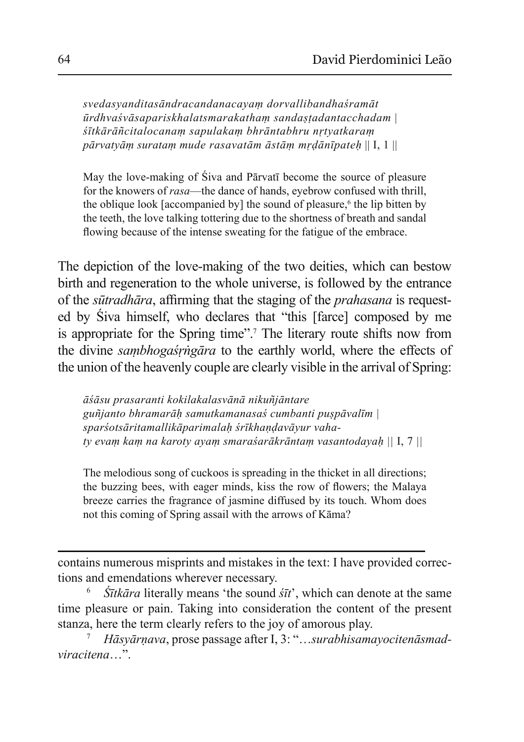*svedasyanditasāndracandanacayaṃ dorvallibandhaśramāt*
*ūrdhvaśvāsapariskhalatsmarakathaṃ sandaṣṭadantacchadam |*
*śītkārāñcitalocanaṃ sapulakaṃ bhrāntabhru nṛtyatkaraṃ*
*pārvatyāṃ surataṃ mude rasavatām āstāṃ mṛḍānīpateḥ* || I, 1 ||

May the love-making of Śiva and Pārvatī become the source of pleasure for the knowers of *rasa*—the dance of hands, eyebrow confused with thrill, the oblique look [accompanied by] the sound of pleasure,[6] the lip bitten by the teeth, the love talking tottering due to the shortness of breath and sandal flowing because of the intense sweating for the fatigue of the embrace.

The depiction of the love-making of the two deities, which can bestow birth and regeneration to the whole universe, is followed by the entrance of the *sūtradhāra*, affirming that the staging of the *prahasana* is requested by Śiva himself, who declares that "this [farce] composed by me is appropriate for the Spring time".[7] The literary route shifts now from the divine *saṃbhogaśṛṅgāra* to the earthly world, where the effects of the union of the heavenly couple are clearly visible in the arrival of Spring:

*āśāsu prasaranti kokilakalasvānā nikuñjāntare*
*guñjanto bhramarāḥ samutkamanasaś cumbanti puṣpāvalīm |*
*sparśotsāritamallikāparimalaḥ śrīkhaṇḍavāyur vaha-*
*ty evaṃ kaṃ na karoty ayaṃ smaraśarākrāntaṃ vasantodayaḥ* || I, 7 ||

The melodious song of cuckoos is spreading in the thicket in all directions; the buzzing bees, with eager minds, kiss the row of flowers; the Malaya breeze carries the fragrance of jasmine diffused by its touch. Whom does not this coming of Spring assail with the arrows of Kāma?

---

contains numerous misprints and mistakes in the text: I have provided corrections and emendations wherever necessary.

[6] *Śītkāra* literally means 'the sound *śīt*', which can denote at the same time pleasure or pain. Taking into consideration the content of the present stanza, here the term clearly refers to the joy of amorous play.

[7] *Hāsyārṇava*, prose passage after I, 3: "…*surabhisamayocitenāsmadviracitena*…".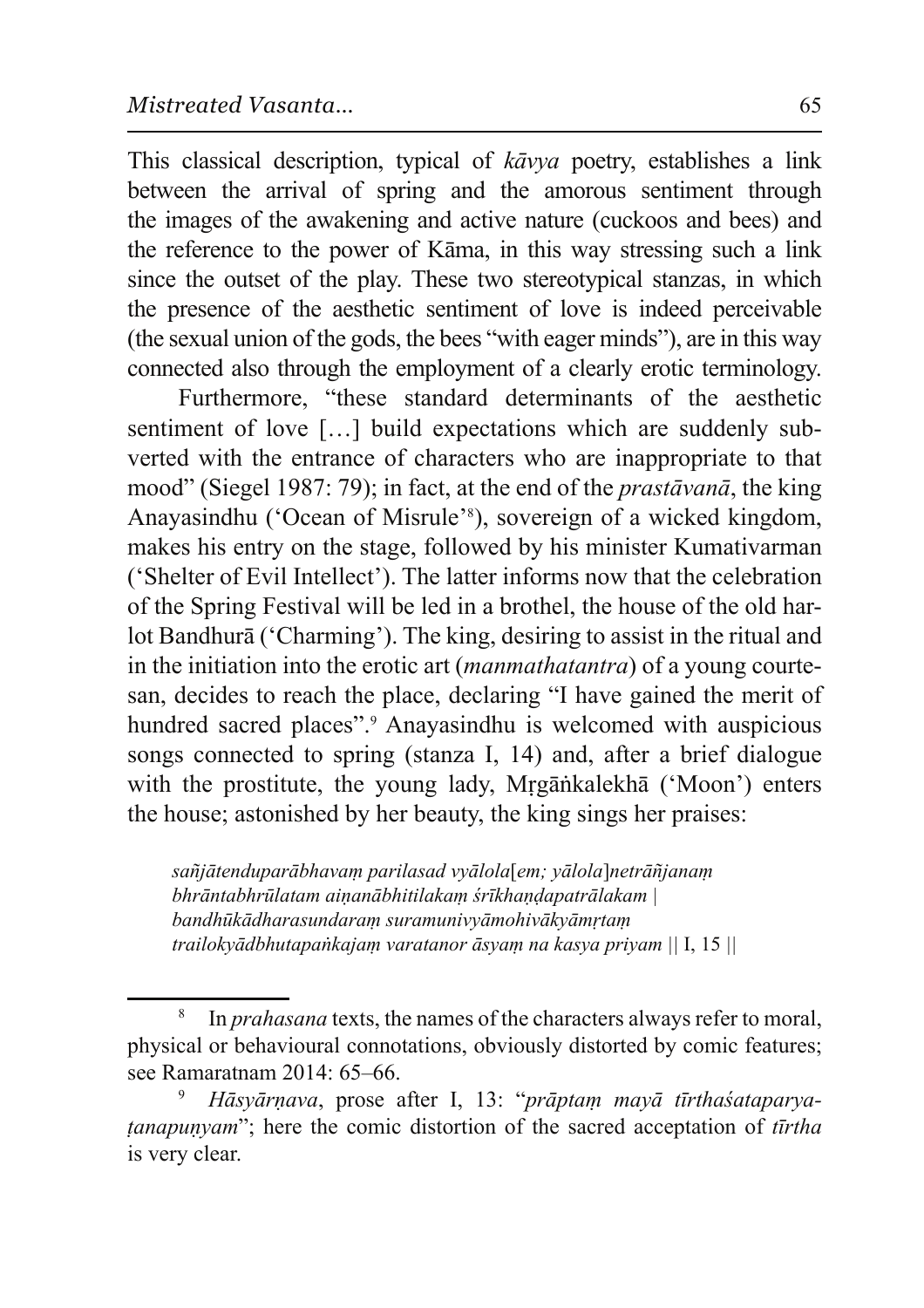This classical description, typical of *kāvya* poetry, establishes a link between the arrival of spring and the amorous sentiment through the images of the awakening and active nature (cuckoos and bees) and the reference to the power of Kāma, in this way stressing such a link since the outset of the play. These two stereotypical stanzas, in which the presence of the aesthetic sentiment of love is indeed perceivable (the sexual union of the gods, the bees "with eager minds"), are in this way connected also through the employment of a clearly erotic terminology.

Furthermore, "these standard determinants of the aesthetic sentiment of love […] build expectations which are suddenly subverted with the entrance of characters who are inappropriate to that mood" (Siegel 1987: 79); in fact, at the end of the *prastāvanā*, the king Anayasindhu ('Ocean of Misrule'[8]), sovereign of a wicked kingdom, makes his entry on the stage, followed by his minister Kumativarman ('Shelter of Evil Intellect'). The latter informs now that the celebration of the Spring Festival will be led in a brothel, the house of the old harlot Bandhurā ('Charming'). The king, desiring to assist in the ritual and in the initiation into the erotic art (*manmathatantra*) of a young courtesan, decides to reach the place, declaring "I have gained the merit of hundred sacred places".[9] Anayasindhu is welcomed with auspicious songs connected to spring (stanza I, 14) and, after a brief dialogue with the prostitute, the young lady, Mṛgāṅkalekhā ('Moon') enters the house; astonished by her beauty, the king sings her praises:

> *sañjātenduparābhavaṃ parilasad vyālola*[*em; yālola*]*netrāñjanaṃ*
> *bhrāntabhrūlatam aiṇanābhitilakaṃ śrīkhaṇḍapatrālakam* |
> *bandhūkādharasundaraṃ suramunivyāmohivākyāmṛtaṃ*
> *trailokyādbhutapaṅkajaṃ varatanor āsyaṃ na kasya priyam* || I, 15 ||

---

[8] In *prahasana* texts, the names of the characters always refer to moral, physical or behavioural connotations, obviously distorted by comic features; see Ramaratnam 2014: 65–66.

[9] *Hāsyārṇava*, prose after I, 13: "*prāptaṃ mayā tīrthaśataparyaṭanapuṇyam*"; here the comic distortion of the sacred acceptation of *tīrtha* is very clear.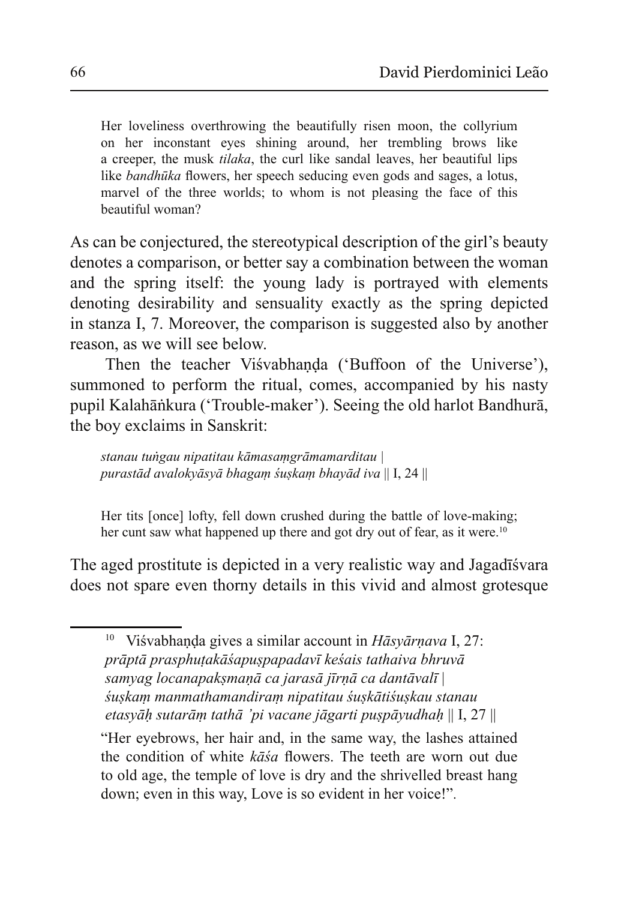> Her loveliness overthrowing the beautifully risen moon, the collyrium on her inconstant eyes shining around, her trembling brows like a creeper, the musk *tilaka*, the curl like sandal leaves, her beautiful lips like *bandhūka* flowers, her speech seducing even gods and sages, a lotus, marvel of the three worlds; to whom is not pleasing the face of this beautiful woman?

As can be conjectured, the stereotypical description of the girl's beauty denotes a comparison, or better say a combination between the woman and the spring itself: the young lady is portrayed with elements denoting desirability and sensuality exactly as the spring depicted in stanza I, 7. Moreover, the comparison is suggested also by another reason, as we will see below.

Then the teacher Viśvabhaṇḍa ('Buffoon of the Universe'), summoned to perform the ritual, comes, accompanied by his nasty pupil Kalahāṅkura ('Trouble-maker'). Seeing the old harlot Bandhurā, the boy exclaims in Sanskrit:

> *stanau tuṅgau nipatitau kāmasaṃgrāmamarditau |*
> *purastād avalokyāsyā bhagaṃ śuṣkaṃ bhayād iva* || I, 24 ||

> Her tits [once] lofty, fell down crushed during the battle of love-making; her cunt saw what happened up there and got dry out of fear, as it were.[10]

The aged prostitute is depicted in a very realistic way and Jagadīśvara does not spare even thorny details in this vivid and almost grotesque

---

[10] Viśvabhaṇḍa gives a similar account in *Hāsyārṇava* I, 27:
*prāptā prasphuṭakāśapuṣpapadavī keśais tathaiva bhruvā*
*samyag locanapakṣmaṇā ca jarasā jīrṇā ca dantāvalī |*
*śuṣkaṃ manmathamandiraṃ nipatitau śuṣkātiśuṣkau stanau*
*etasyāḥ sutarāṃ tathā 'pi vacane jāgarti puṣpāyudhaḥ* || I, 27 ||

"Her eyebrows, her hair and, in the same way, the lashes attained the condition of white *kāśa* flowers. The teeth are worn out due to old age, the temple of love is dry and the shrivelled breast hang down; even in this way, Love is so evident in her voice!".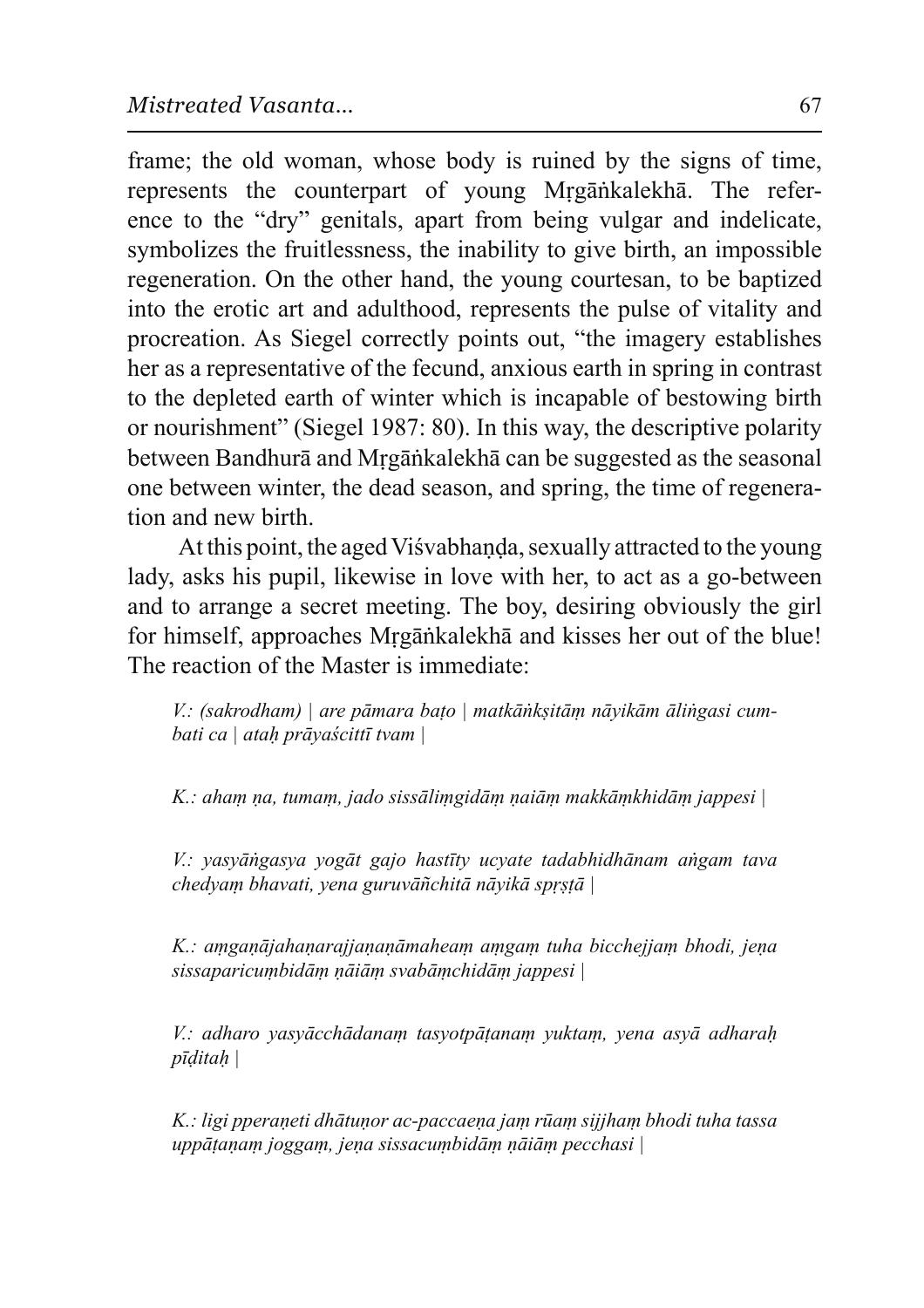frame; the old woman, whose body is ruined by the signs of time, represents the counterpart of young Mṛgāṅkalekhā. The reference to the "dry" genitals, apart from being vulgar and indelicate, symbolizes the fruitlessness, the inability to give birth, an impossible regeneration. On the other hand, the young courtesan, to be baptized into the erotic art and adulthood, represents the pulse of vitality and procreation. As Siegel correctly points out, "the imagery establishes her as a representative of the fecund, anxious earth in spring in contrast to the depleted earth of winter which is incapable of bestowing birth or nourishment" (Siegel 1987: 80). In this way, the descriptive polarity between Bandhurā and Mṛgāṅkalekhā can be suggested as the seasonal one between winter, the dead season, and spring, the time of regeneration and new birth.

At this point, the aged Viśvabhaṇḍa, sexually attracted to the young lady, asks his pupil, likewise in love with her, to act as a go-between and to arrange a secret meeting. The boy, desiring obviously the girl for himself, approaches Mṛgāṅkalekhā and kisses her out of the blue! The reaction of the Master is immediate:

> *V.: (sakrodham) | are pāmara baṭo | matkāṅkṣitāṃ nāyikām āliṅgasi cumbati ca | ataḥ prāyaścittī tvam |*
>
> *K.: ahaṃ ṇa, tumaṃ, jado sissāliṃgidāṃ ṇaiāṃ makkāṃkhidāṃ jappesi |*
>
> *V.: yasyāṅgasya yogāt gajo hastīty ucyate tadabhidhānam aṅgam tava chedyaṃ bhavati, yena guruvāñchitā nāyikā spṛṣṭā |*
>
> *K.: aṃgaṇājahaṇarajjaṇaṇāmaheaṃ aṃgaṃ tuha bicchejjaṃ bhodi, jeṇa sissaparicuṃbidāṃ ṇāiāṃ svabāṃchidāṃ jappesi |*
>
> *V.: adharo yasyācchādanaṃ tasyotpāṭanaṃ yuktaṃ, yena asyā adharaḥ pīḍitaḥ |*
>
> *K.: ligi pperaṇeti dhātuṇor ac-paccaeṇa jaṃ rūaṃ sijjhaṃ bhodi tuha tassa uppāṭaṇaṃ joggaṃ, jeṇa sissacuṃbidāṃ ṇāiāṃ pecchasi |*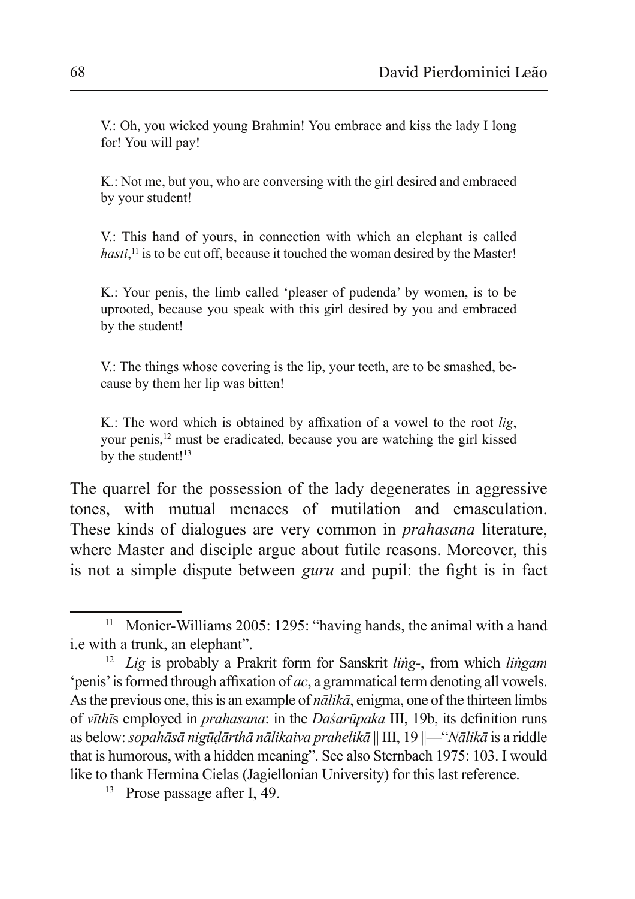V.: Oh, you wicked young Brahmin! You embrace and kiss the lady I long for! You will pay!

K.: Not me, but you, who are conversing with the girl desired and embraced by your student!

V.: This hand of yours, in connection with which an elephant is called *hasti*,[11] is to be cut off, because it touched the woman desired by the Master!

K.: Your penis, the limb called 'pleaser of pudenda' by women, is to be uprooted, because you speak with this girl desired by you and embraced by the student!

V.: The things whose covering is the lip, your teeth, are to be smashed, because by them her lip was bitten!

K.: The word which is obtained by affixation of a vowel to the root *lig*, your penis,[12] must be eradicated, because you are watching the girl kissed by the student![13]

The quarrel for the possession of the lady degenerates in aggressive tones, with mutual menaces of mutilation and emasculation. These kinds of dialogues are very common in *prahasana* literature, where Master and disciple argue about futile reasons. Moreover, this is not a simple dispute between *guru* and pupil: the fight is in fact

---

[11] Monier-Williams 2005: 1295: "having hands, the animal with a hand i.e with a trunk, an elephant".

[12] *Lig* is probably a Prakrit form for Sanskrit *liṅg-*, from which *liṅgam* 'penis' is formed through affixation of *ac*, a grammatical term denoting all vowels. As the previous one, this is an example of *nālikā*, enigma, one of the thirteen limbs of *vīthī*s employed in *prahasana*: in the *Daśarūpaka* III, 19b, its definition runs as below: *sopahāsā nigūḍārthā nālikaiva prahelikā* || III, 19 ||—"*Nālikā* is a riddle that is humorous, with a hidden meaning". See also Sternbach 1975: 103. I would like to thank Hermina Cielas (Jagiellonian University) for this last reference.

[13] Prose passage after I, 49.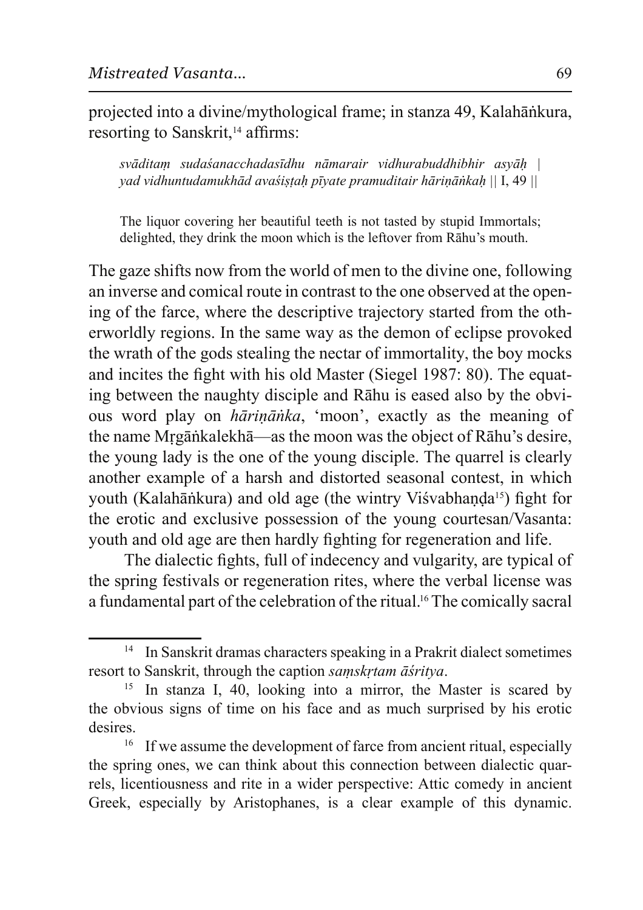projected into a divine/mythological frame; in stanza 49, Kalahāṅkura, resorting to Sanskrit,[14] affirms:

> *svāditaṃ sudaśanacchadasīdhu nāmarair vidhurabuddhibhir asyāḥ |*
> *yad vidhuntudamukhād avaśiṣṭaḥ pīyate pramuditair hāriṇāṅkaḥ* || I, 49 ||
>
> The liquor covering her beautiful teeth is not tasted by stupid Immortals; delighted, they drink the moon which is the leftover from Rāhu's mouth.

The gaze shifts now from the world of men to the divine one, following an inverse and comical route in contrast to the one observed at the opening of the farce, where the descriptive trajectory started from the otherworldly regions. In the same way as the demon of eclipse provoked the wrath of the gods stealing the nectar of immortality, the boy mocks and incites the fight with his old Master (Siegel 1987: 80). The equating between the naughty disciple and Rāhu is eased also by the obvious word play on *hāriṇāṅka*, 'moon', exactly as the meaning of the name Mṛgāṅkalekhā—as the moon was the object of Rāhu's desire, the young lady is the one of the young disciple. The quarrel is clearly another example of a harsh and distorted seasonal contest, in which youth (Kalahāṅkura) and old age (the wintry Viśvabhaṇḍa[15]) fight for the erotic and exclusive possession of the young courtesan/Vasanta: youth and old age are then hardly fighting for regeneration and life.

The dialectic fights, full of indecency and vulgarity, are typical of the spring festivals or regeneration rites, where the verbal license was a fundamental part of the celebration of the ritual.[16] The comically sacral

---

[14] In Sanskrit dramas characters speaking in a Prakrit dialect sometimes resort to Sanskrit, through the caption *saṃskṛtam āśritya*.

[15] In stanza I, 40, looking into a mirror, the Master is scared by the obvious signs of time on his face and as much surprised by his erotic desires.

[16] If we assume the development of farce from ancient ritual, especially the spring ones, we can think about this connection between dialectic quarrels, licentiousness and rite in a wider perspective: Attic comedy in ancient Greek, especially by Aristophanes, is a clear example of this dynamic.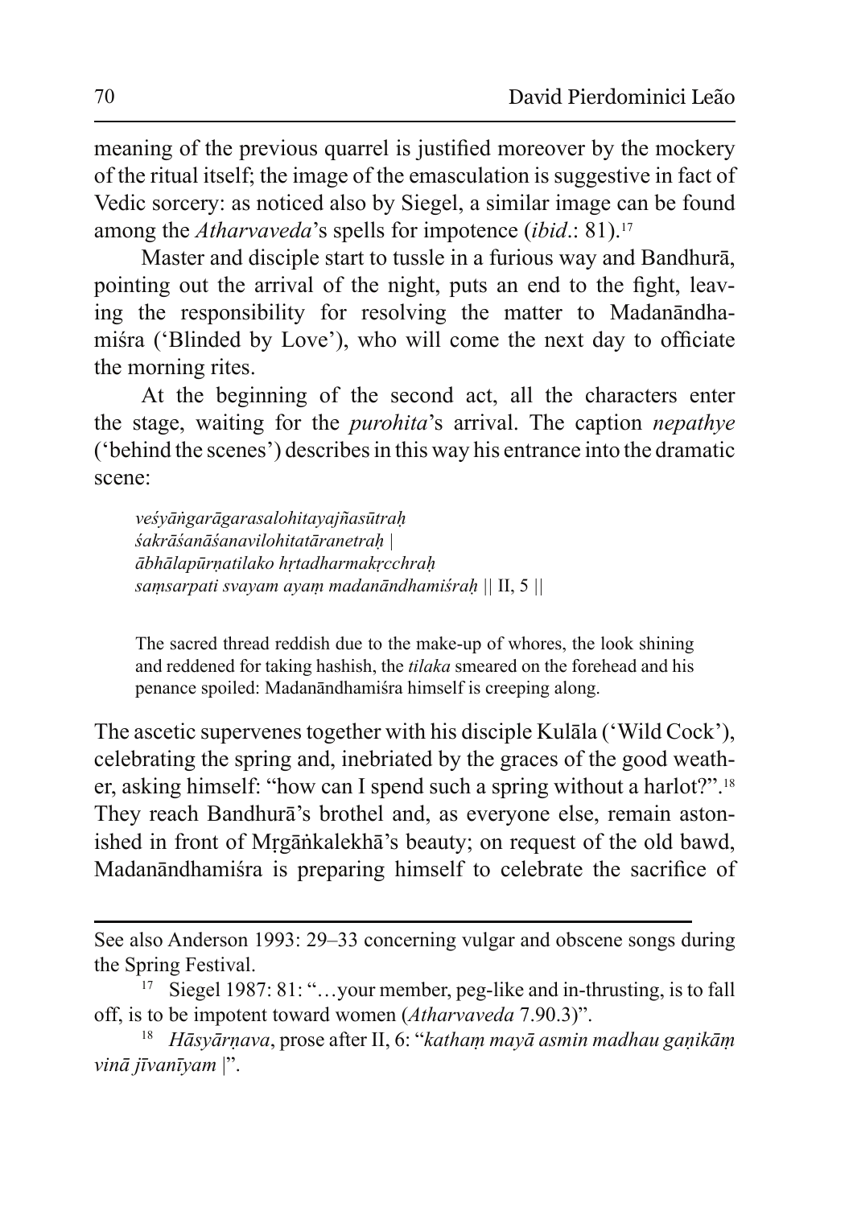meaning of the previous quarrel is justified moreover by the mockery of the ritual itself; the image of the emasculation is suggestive in fact of Vedic sorcery: as noticed also by Siegel, a similar image can be found among the *Atharvaveda*'s spells for impotence (*ibid*.: 81).[17]

Master and disciple start to tussle in a furious way and Bandhurā, pointing out the arrival of the night, puts an end to the fight, leaving the responsibility for resolving the matter to Madanāndhamiśra ('Blinded by Love'), who will come the next day to officiate the morning rites.

At the beginning of the second act, all the characters enter the stage, waiting for the *purohita*'s arrival. The caption *nepathye* ('behind the scenes') describes in this way his entrance into the dramatic scene:

> *veśyāṅgarāgarasalohitayajñasūtraḥ*
> *śakrāśanāśanavilohitatāranetraḥ |*
> *ābhālapūrṇatilako hṛtadharmakṛcchraḥ*
> *saṃsarpati svayam ayaṃ madanāndhamiśraḥ* || II, 5 ||
>
> The sacred thread reddish due to the make-up of whores, the look shining and reddened for taking hashish, the *tilaka* smeared on the forehead and his penance spoiled: Madanāndhamiśra himself is creeping along.

The ascetic supervenes together with his disciple Kulāla ('Wild Cock'), celebrating the spring and, inebriated by the graces of the good weather, asking himself: "how can I spend such a spring without a harlot?".[18] They reach Bandhurā's brothel and, as everyone else, remain astonished in front of Mṛgāṅkalekhā's beauty; on request of the old bawd, Madanāndhamiśra is preparing himself to celebrate the sacrifice of

---

See also Anderson 1993: 29–33 concerning vulgar and obscene songs during the Spring Festival.

[17] Siegel 1987: 81: "…your member, peg-like and in-thrusting, is to fall off, is to be impotent toward women (*Atharvaveda* 7.90.3)".

[18] *Hāsyārṇava*, prose after II, 6: "*kathaṃ mayā asmin madhau gaṇikāṃ vinā jīvanīyam* |".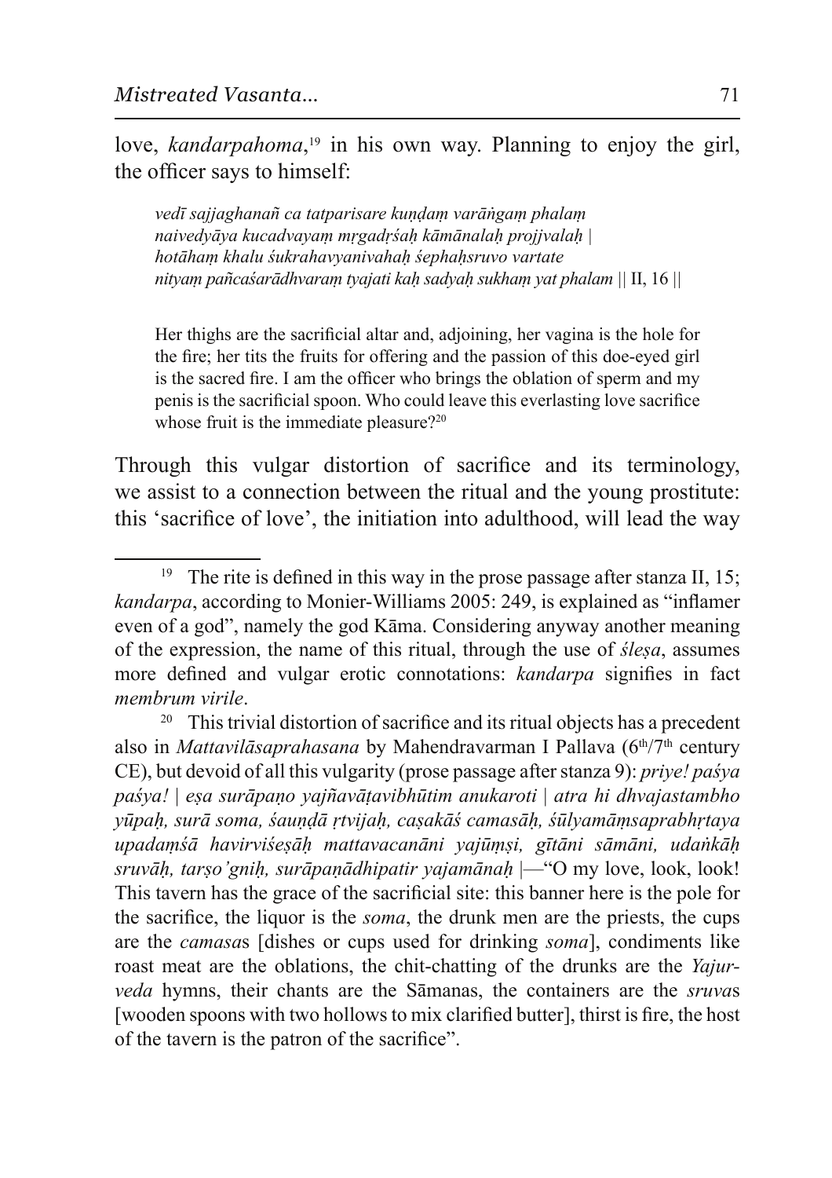love, *kandarpahoma*,[19] in his own way. Planning to enjoy the girl, the officer says to himself:

> *vedī sajjaghanañ ca tatparisare kuṇḍaṃ varāṅgaṃ phalaṃ*
> *naivedyāya kucadvayaṃ mṛgadṛśaḥ kāmānalaḥ projjvalaḥ |*
> *hotāhaṃ khalu śukrahavyanivahaḥ śephaḥsruvo vartate*
> *nityaṃ pañcaśarādhvaraṃ tyajati kaḥ sadyaḥ sukhaṃ yat phalam* || II, 16 ||
>
> Her thighs are the sacrificial altar and, adjoining, her vagina is the hole for the fire; her tits the fruits for offering and the passion of this doe-eyed girl is the sacred fire. I am the officer who brings the oblation of sperm and my penis is the sacrificial spoon. Who could leave this everlasting love sacrifice whose fruit is the immediate pleasure?[20]

Through this vulgar distortion of sacrifice and its terminology, we assist to a connection between the ritual and the young prostitute: this 'sacrifice of love', the initiation into adulthood, will lead the way

---

[19] The rite is defined in this way in the prose passage after stanza II, 15; *kandarpa*, according to Monier-Williams 2005: 249, is explained as "inflamer even of a god", namely the god Kāma. Considering anyway another meaning of the expression, the name of this ritual, through the use of *śleṣa*, assumes more defined and vulgar erotic connotations: *kandarpa* signifies in fact *membrum virile*.

[20] This trivial distortion of sacrifice and its ritual objects has a precedent also in *Mattavilāsaprahasana* by Mahendravarman I Pallava (6th/7th century CE), but devoid of all this vulgarity (prose passage after stanza 9): *priye! paśya paśya! | eṣa surāpaṇo yajñavāṭavibhūtim anukaroti | atra hi dhvajastambho yūpaḥ, surā soma, śauṇḍā ṛtvijaḥ, caṣakāś camasāḥ, śūlyamāṃsaprabhṛtaya upadaṃśā havirviśeṣāḥ mattavacanāni yajūṃṣi, gītāni sāmāni, udaṅkāḥ sruvāḥ, tarṣo'gniḥ, surāpaṇādhipatir yajamānaḥ* |—"O my love, look, look! This tavern has the grace of the sacrificial site: this banner here is the pole for the sacrifice, the liquor is the *soma*, the drunk men are the priests, the cups are the *camasa*s [dishes or cups used for drinking *soma*], condiments like roast meat are the oblations, the chit-chatting of the drunks are the *Yajurveda* hymns, their chants are the Sāmanas, the containers are the *sruva*s [wooden spoons with two hollows to mix clarified butter], thirst is fire, the host of the tavern is the patron of the sacrifice".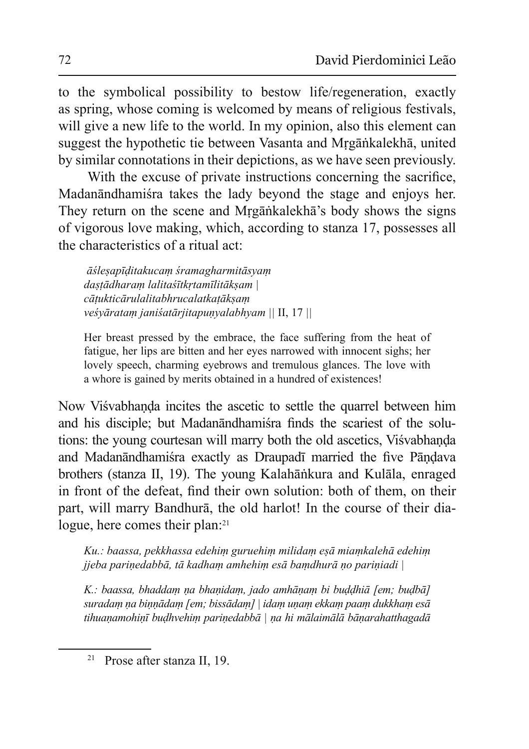to the symbolical possibility to bestow life/regeneration, exactly as spring, whose coming is welcomed by means of religious festivals, will give a new life to the world. In my opinion, also this element can suggest the hypothetic tie between Vasanta and Mṛgāṅkalekhā, united by similar connotations in their depictions, as we have seen previously.

With the excuse of private instructions concerning the sacrifice, Madanāndhamiśra takes the lady beyond the stage and enjoys her. They return on the scene and Mṛgāṅkalekhā's body shows the signs of vigorous love making, which, according to stanza 17, possesses all the characteristics of a ritual act:

> *āśleṣapīḍitakucaṃ śramagharmitāsyaṃ*
> *daṣṭādharaṃ lalitaśītkṛtamīlitākṣam |*
> *cāṭukticārulalitabhrucalatkaṭākṣaṃ*
> *veśyārataṃ janiśatārjitapuṇyalabhyam* || II, 17 ||
>
> Her breast pressed by the embrace, the face suffering from the heat of fatigue, her lips are bitten and her eyes narrowed with innocent sighs; her lovely speech, charming eyebrows and tremulous glances. The love with a whore is gained by merits obtained in a hundred of existences!

Now Viśvabhaṇḍa incites the ascetic to settle the quarrel between him and his disciple; but Madanāndhamiśra finds the scariest of the solutions: the young courtesan will marry both the old ascetics, Viśvabhaṇḍa and Madanāndhamiśra exactly as Draupadī married the five Pāṇḍava brothers (stanza II, 19). The young Kalahāṅkura and Kulāla, enraged in front of the defeat, find their own solution: both of them, on their part, will marry Bandhurā, the old harlot! In the course of their dialogue, here comes their plan:[21]

> *Ku.: baassa, pekkhassa edehiṃ guruehiṃ milidaṃ eṣā miaṃkalehā edehiṃ jjeba pariṇedabbā, tā kadhaṃ amhehiṃ esā baṃdhurā ṇo pariṇiadi |*
>
> *K.: baassa, bhaddaṃ ṇa bhaṇidaṃ, jado amhāṇaṃ bi buḍḍhiā [em; buḍbā] suradaṃ ṇa biṇṇādaṃ [em; bissādaṃ] | idaṃ uṇaṃ ekkaṃ paaṃ dukkhaṃ esā tihuaṇamohiṇī buḍhvehiṃ pariṇedabbā | ṇa hi mālaimālā bāṇarahatthagadā*

[21] Prose after stanza II, 19.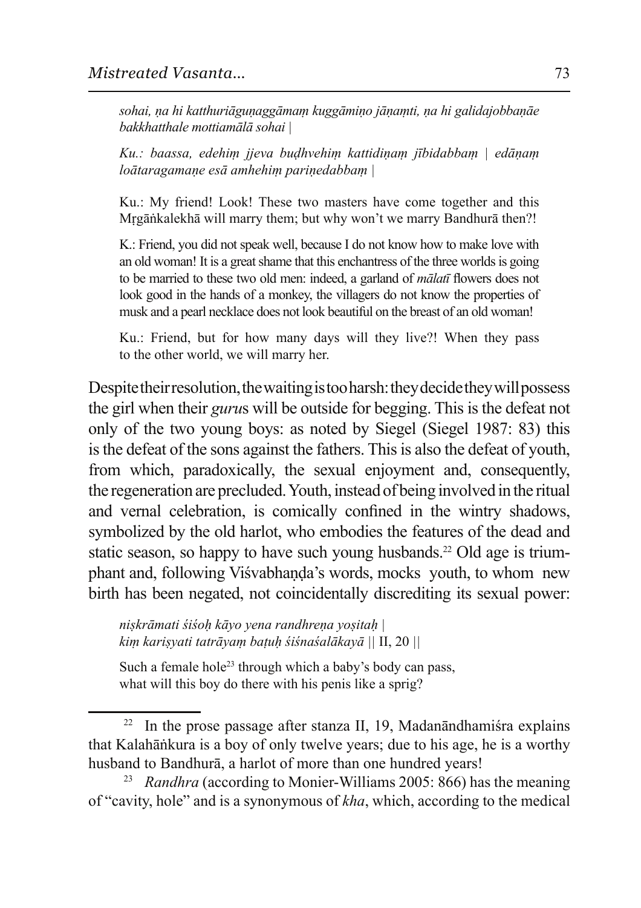*sohai, ṇa hi katthuriāguṇaggāmaṃ kuggāmiṇo jāṇaṃti, ṇa hi galidajobbaṇāe bakkhatthale mottiamālā sohai |*

*Ku.: baassa, edehiṃ jjeva buḍhvehiṃ kattidiṇaṃ jībidabbaṃ | edāṇaṃ loātaragamaṇe esā amhehiṃ pariṇedabbaṃ |*

Ku.: My friend! Look! These two masters have come together and this Mṛgāṅkalekhā will marry them; but why won't we marry Bandhurā then?!

K.: Friend, you did not speak well, because I do not know how to make love with an old woman! It is a great shame that this enchantress of the three worlds is going to be married to these two old men: indeed, a garland of *mālatī* flowers does not look good in the hands of a monkey, the villagers do not know the properties of musk and a pearl necklace does not look beautiful on the breast of an old woman!

Ku.: Friend, but for how many days will they live?! When they pass to the other world, we will marry her.

Despite their resolution, the waiting is too harsh: they decide they will possess the girl when their *guru*s will be outside for begging. This is the defeat not only of the two young boys: as noted by Siegel (Siegel 1987: 83) this is the defeat of the sons against the fathers. This is also the defeat of youth, from which, paradoxically, the sexual enjoyment and, consequently, the regeneration are precluded. Youth, instead of being involved in the ritual and vernal celebration, is comically confined in the wintry shadows, symbolized by the old harlot, who embodies the features of the dead and static season, so happy to have such young husbands.[22] Old age is triumphant and, following Viśvabhaṇḍa's words, mocks youth, to whom new birth has been negated, not coincidentally discrediting its sexual power:

*niṣkrāmati śiśoḥ kāyo yena randhreṇa yoṣitaḥ |*
*kiṃ kariṣyati tatrāyaṃ baṭuḥ śiśnaśalākayā* || II, 20 ||

Such a female hole[23] through which a baby's body can pass,
what will this boy do there with his penis like a sprig?

---

[22] In the prose passage after stanza II, 19, Madanāndhamiśra explains that Kalahāṅkura is a boy of only twelve years; due to his age, he is a worthy husband to Bandhurā, a harlot of more than one hundred years!

[23] *Randhra* (according to Monier-Williams 2005: 866) has the meaning of "cavity, hole" and is a synonymous of *kha*, which, according to the medical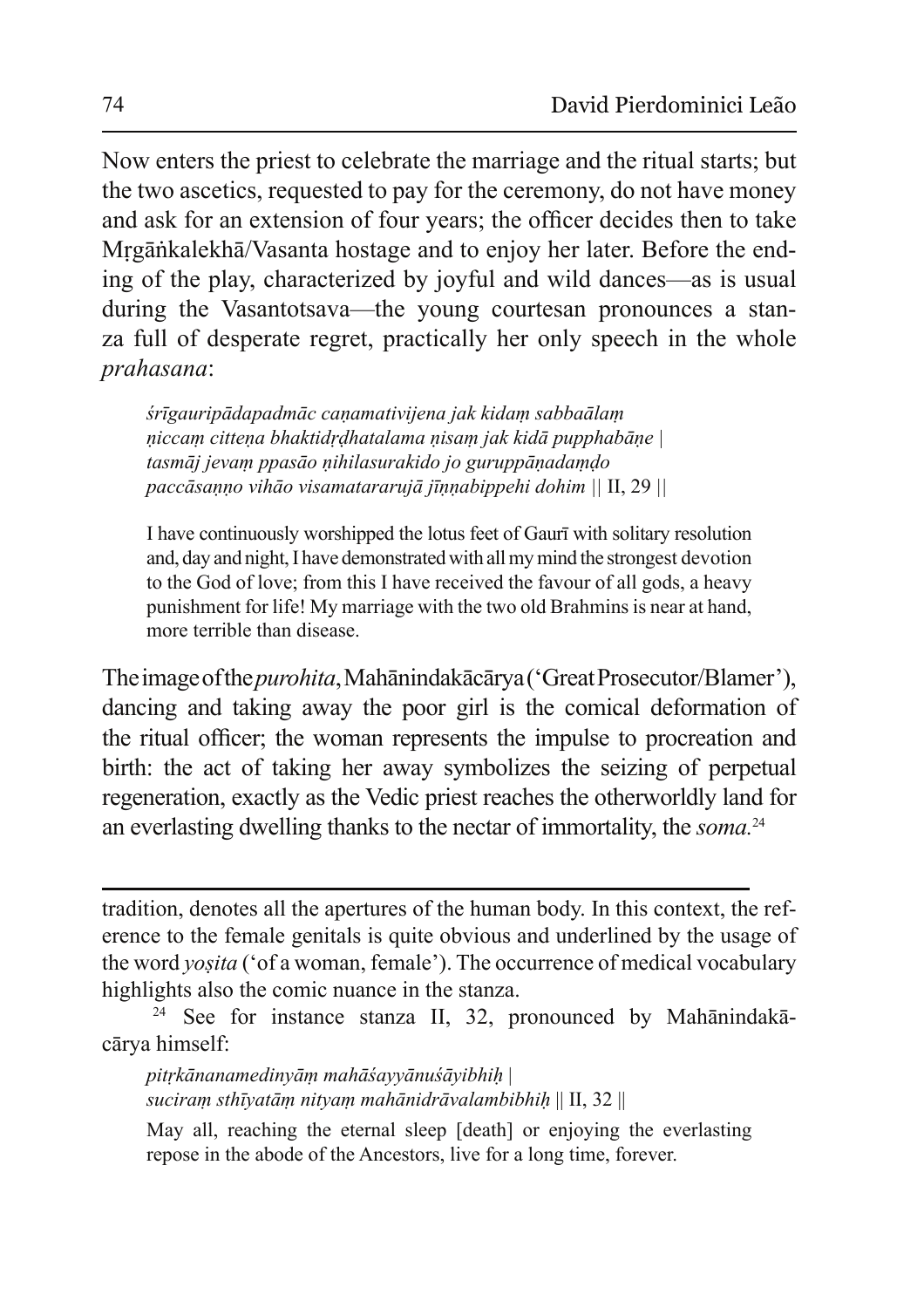Now enters the priest to celebrate the marriage and the ritual starts; but the two ascetics, requested to pay for the ceremony, do not have money and ask for an extension of four years; the officer decides then to take Mṛgāṅkalekhā/Vasanta hostage and to enjoy her later. Before the ending of the play, characterized by joyful and wild dances—as is usual during the Vasantotsava—the young courtesan pronounces a stanza full of desperate regret, practically her only speech in the whole *prahasana*:

> *śrīgauripādapadmāc caṇamativijena jak kidaṃ sabbaālaṃ*
> *ṇiccaṃ citteṇa bhaktidṛḍhatalama ṇisaṃ jak kidā pupphabāṇe |*
> *tasmāj jevaṃ ppasāo ṇihilasurakido jo guruppāṇadaṃḍo*
> *paccāsaṇṇo vihāo visamatararujā jīṇṇabippehi dohim* || II, 29 ||
>
> I have continuously worshipped the lotus feet of Gaurī with solitary resolution and, day and night, I have demonstrated with all my mind the strongest devotion to the God of love; from this I have received the favour of all gods, a heavy punishment for life! My marriage with the two old Brahmins is near at hand, more terrible than disease.

The image of the *purohita*, Mahānindakācārya ('Great Prosecutor/Blamer'), dancing and taking away the poor girl is the comical deformation of the ritual officer; the woman represents the impulse to procreation and birth: the act of taking her away symbolizes the seizing of perpetual regeneration, exactly as the Vedic priest reaches the otherworldly land for an everlasting dwelling thanks to the nectar of immortality, the *soma.*[24]

---

tradition, denotes all the apertures of the human body. In this context, the reference to the female genitals is quite obvious and underlined by the usage of the word *yoṣita* ('of a woman, female'). The occurrence of medical vocabulary highlights also the comic nuance in the stanza.

[24] See for instance stanza II, 32, pronounced by Mahānindakācārya himself:

> *pitṛkānanamedinyāṃ mahāśayyānuśāyibhiḥ |*
> *suciraṃ sthīyatāṃ nityaṃ mahānidrāvalambibhiḥ* || II, 32 ||
>
> May all, reaching the eternal sleep [death] or enjoying the everlasting repose in the abode of the Ancestors, live for a long time, forever.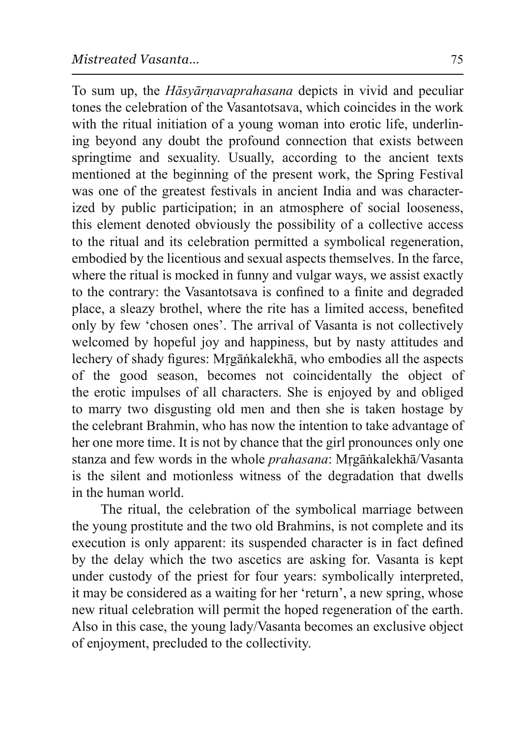To sum up, the *Hāsyārṇavaprahasana* depicts in vivid and peculiar tones the celebration of the Vasantotsava, which coincides in the work with the ritual initiation of a young woman into erotic life, underlining beyond any doubt the profound connection that exists between springtime and sexuality. Usually, according to the ancient texts mentioned at the beginning of the present work, the Spring Festival was one of the greatest festivals in ancient India and was characterized by public participation; in an atmosphere of social looseness, this element denoted obviously the possibility of a collective access to the ritual and its celebration permitted a symbolical regeneration, embodied by the licentious and sexual aspects themselves. In the farce, where the ritual is mocked in funny and vulgar ways, we assist exactly to the contrary: the Vasantotsava is confined to a finite and degraded place, a sleazy brothel, where the rite has a limited access, benefited only by few 'chosen ones'. The arrival of Vasanta is not collectively welcomed by hopeful joy and happiness, but by nasty attitudes and lechery of shady figures: Mṛgāṅkalekhā, who embodies all the aspects of the good season, becomes not coincidentally the object of the erotic impulses of all characters. She is enjoyed by and obliged to marry two disgusting old men and then she is taken hostage by the celebrant Brahmin, who has now the intention to take advantage of her one more time. It is not by chance that the girl pronounces only one stanza and few words in the whole *prahasana*: Mṛgāṅkalekhā/Vasanta is the silent and motionless witness of the degradation that dwells in the human world.

The ritual, the celebration of the symbolical marriage between the young prostitute and the two old Brahmins, is not complete and its execution is only apparent: its suspended character is in fact defined by the delay which the two ascetics are asking for. Vasanta is kept under custody of the priest for four years: symbolically interpreted, it may be considered as a waiting for her 'return', a new spring, whose new ritual celebration will permit the hoped regeneration of the earth. Also in this case, the young lady/Vasanta becomes an exclusive object of enjoyment, precluded to the collectivity.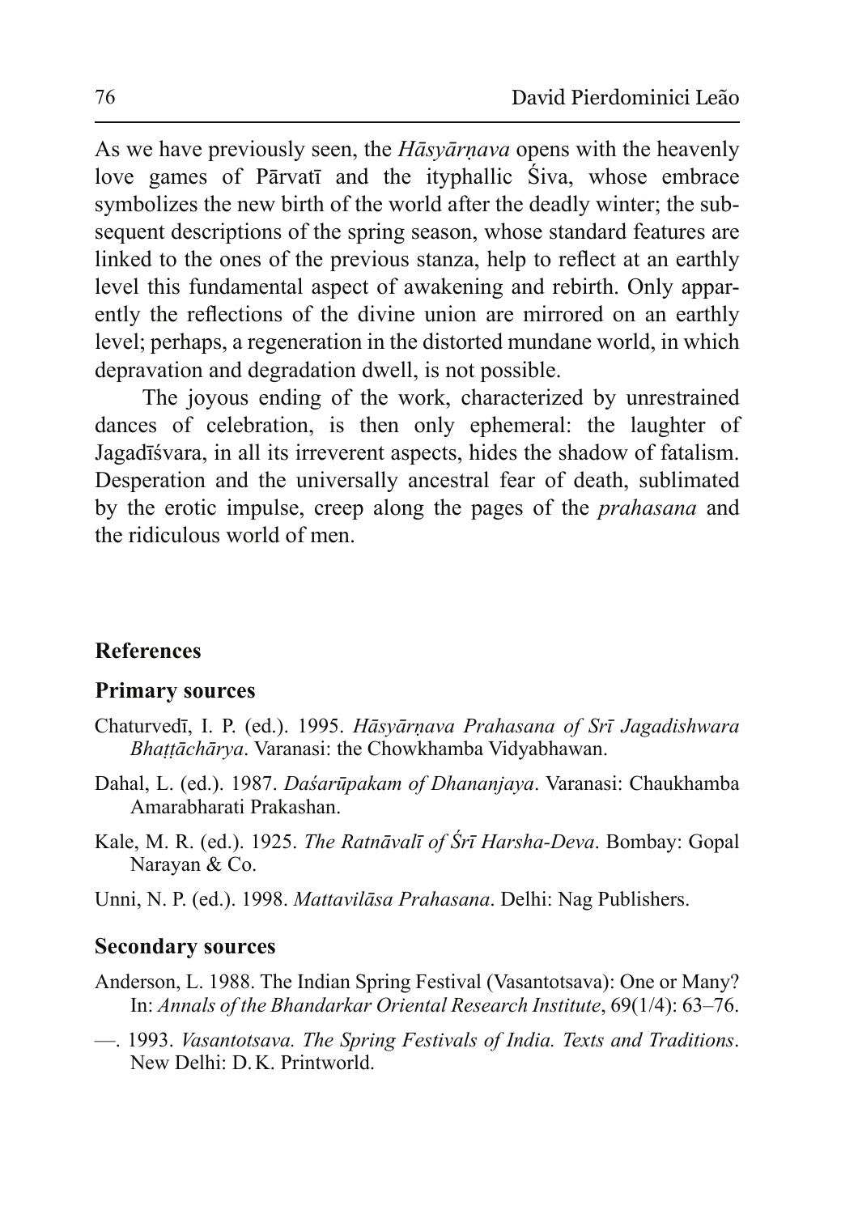As we have previously seen, the *Hāsyārṇava* opens with the heavenly love games of Pārvatī and the ityphallic Śiva, whose embrace symbolizes the new birth of the world after the deadly winter; the subsequent descriptions of the spring season, whose standard features are linked to the ones of the previous stanza, help to reflect at an earthly level this fundamental aspect of awakening and rebirth. Only apparently the reflections of the divine union are mirrored on an earthly level; perhaps, a regeneration in the distorted mundane world, in which depravation and degradation dwell, is not possible.

The joyous ending of the work, characterized by unrestrained dances of celebration, is then only ephemeral: the laughter of Jagadīśvara, in all its irreverent aspects, hides the shadow of fatalism. Desperation and the universally ancestral fear of death, sublimated by the erotic impulse, creep along the pages of the *prahasana* and the ridiculous world of men.

## References

### Primary sources

Chaturvedī, I. P. (ed.). 1995. *Hāsyārṇava Prahasana of Srī Jagadishwara Bhaṭṭāchārya*. Varanasi: the Chowkhamba Vidyabhawan.

Dahal, L. (ed.). 1987. *Daśarūpakam of Dhananjaya*. Varanasi: Chaukhamba Amarabharati Prakashan.

Kale, M. R. (ed.). 1925. *The Ratnāvalī of Śrī Harsha-Deva*. Bombay: Gopal Narayan & Co.

Unni, N. P. (ed.). 1998. *Mattavilāsa Prahasana*. Delhi: Nag Publishers.

### Secondary sources

Anderson, L. 1988. The Indian Spring Festival (Vasantotsava): One or Many? In: *Annals of the Bhandarkar Oriental Research Institute*, 69(1/4): 63–76.

—. 1993. *Vasantotsava. The Spring Festivals of India. Texts and Traditions*. New Delhi: D. K. Printworld.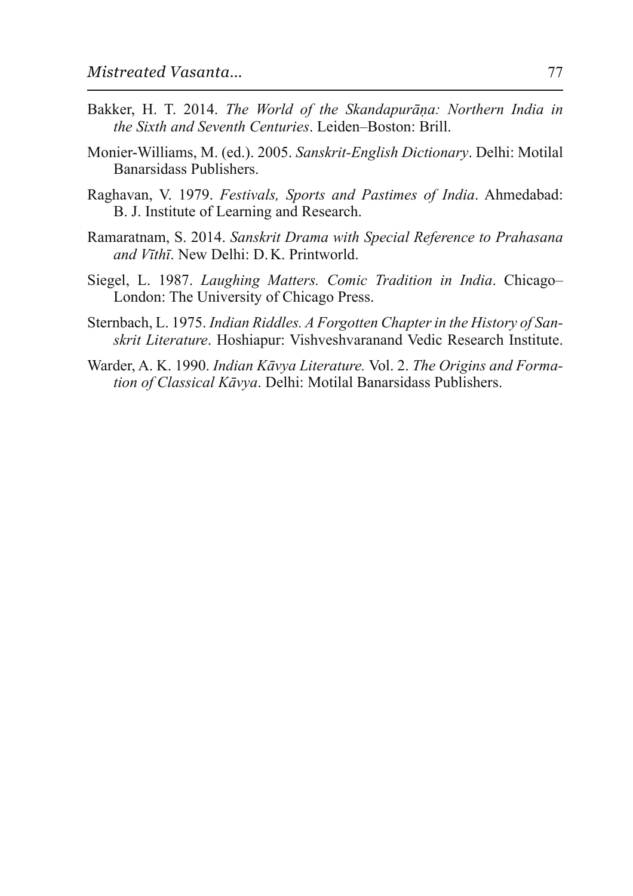Bakker, H. T. 2014. *The World of the Skandapurāṇa: Northern India in the Sixth and Seventh Centuries*. Leiden–Boston: Brill.

Monier-Williams, M. (ed.). 2005. *Sanskrit-English Dictionary*. Delhi: Motilal Banarsidass Publishers.

Raghavan, V. 1979. *Festivals, Sports and Pastimes of India*. Ahmedabad: B. J. Institute of Learning and Research.

Ramaratnam, S. 2014. *Sanskrit Drama with Special Reference to Prahasana and Vīthī*. New Delhi: D. K. Printworld.

Siegel, L. 1987. *Laughing Matters. Comic Tradition in India*. Chicago–London: The University of Chicago Press.

Sternbach, L. 1975. *Indian Riddles. A Forgotten Chapter in the History of Sanskrit Literature*. Hoshiapur: Vishveshvaranand Vedic Research Institute.

Warder, A. K. 1990. *Indian Kāvya Literature.* Vol. 2. *The Origins and Formation of Classical Kāvya*. Delhi: Motilal Banarsidass Publishers.